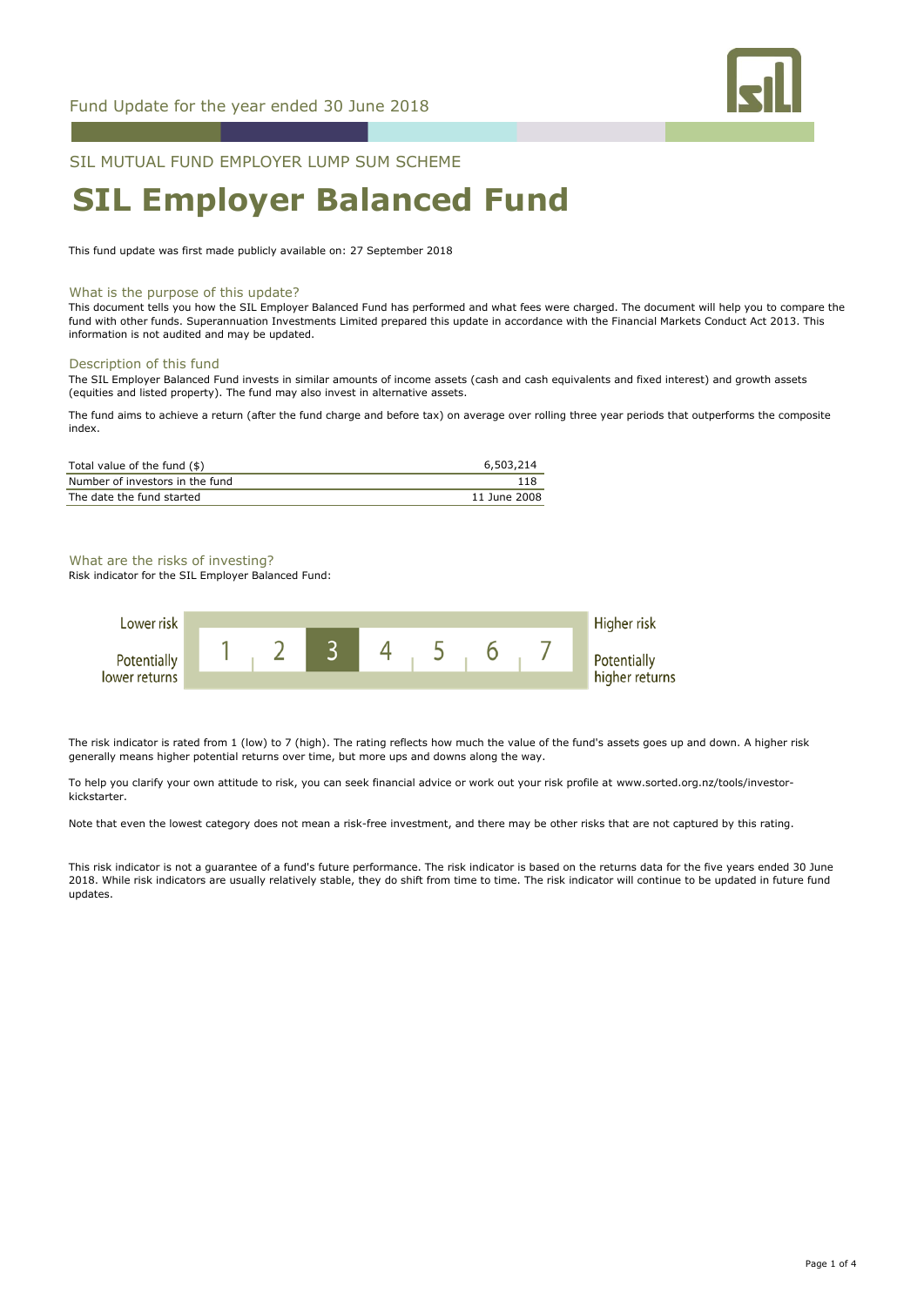Fund Update for the year ended 30 June 2018

SIL MUTUAL FUND EMPLOYER LUMP SUM SCHEME

# SIL Employer Balanced Fund

This fund update was first made publicly available on: 27 September 2018

## What is the purpose of this update?

This document tells you how the SIL Employer Balanced Fund has performed and what fees were charged. The document will help you to compare the fund with other funds. Superannuation Investments Limited prepared this update in accordance with the Financial Markets Conduct Act 2013. This information is not audited and may be updated.

## Description of this fund

The SIL Employer Balanced Fund invests in similar amounts of income assets (cash and cash equivalents and fixed interest) and growth assets (equities and listed property). The fund may also invest in alternative assets.

The fund aims to achieve a return (after the fund charge and before tax) on average over rolling three year periods that outperforms the composite index.

| | |
|---|---|
| Total value of the fund ($) | 6,503,214 |
| Number of investors in the fund | 118 |
| The date the fund started | 11 June 2008 |

## What are the risks of investing?

Risk indicator for the SIL Employer Balanced Fund:

| Lower risk / Potentially lower returns | 1 | 2 | **3** | 4 | 5 | 6 | 7 | Higher risk / Potentially higher returns |
|---|---|---|---|---|---|---|---|---|

The risk indicator is rated from 1 (low) to 7 (high). The rating reflects how much the value of the fund's assets goes up and down. A higher risk generally means higher potential returns over time, but more ups and downs along the way.

To help you clarify your own attitude to risk, you can seek financial advice or work out your risk profile at www.sorted.org.nz/tools/investor-kickstarter.

Note that even the lowest category does not mean a risk-free investment, and there may be other risks that are not captured by this rating.

This risk indicator is not a guarantee of a fund's future performance. The risk indicator is based on the returns data for the five years ended 30 June 2018. While risk indicators are usually relatively stable, they do shift from time to time. The risk indicator will continue to be updated in future fund updates.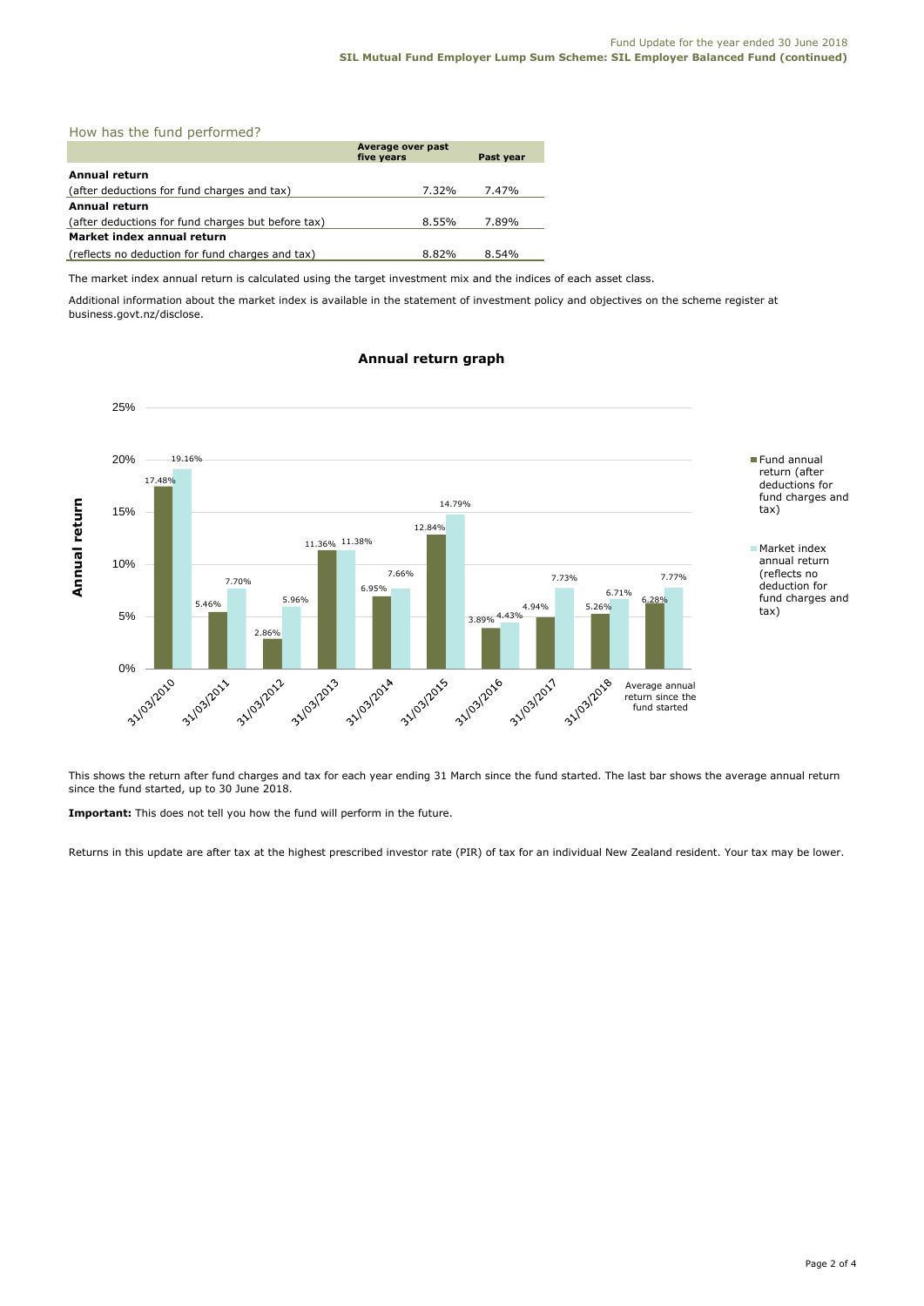## How has the fund performed?

| | Average over past five years | Past year |
|---|---|---|
| **Annual return** | | |
| (after deductions for fund charges and tax) | 7.32% | 7.47% |
| **Annual return** | | |
| (after deductions for fund charges but before tax) | 8.55% | 7.89% |
| **Market index annual return** | | |
| (reflects no deduction for fund charges and tax) | 8.82% | 8.54% |

The market index annual return is calculated using the target investment mix and the indices of each asset class.

Additional information about the market index is available in the statement of investment policy and objectives on the scheme register at business.govt.nz/disclose.

### Annual return graph

| | Fund annual return (after deductions for fund charges and tax) | Market index annual return (reflects no deduction for fund charges and tax) |
|---|---|---|
| 31/03/2010 | 17.48% | 19.16% |
| 31/03/2011 | 5.46% | 7.70% |
| 31/03/2012 | 2.86% | 5.96% |
| 31/03/2013 | 11.36% | 11.38% |
| 31/03/2014 | 6.95% | 7.66% |
| 31/03/2015 | 12.84% | 14.79% |
| 31/03/2016 | 3.89% | 4.43% |
| 31/03/2017 | 4.94% | 7.73% |
| 31/03/2018 | 5.26% | 6.71% |
| Average annual return since the fund started | 6.28% | 7.77% |

This shows the return after fund charges and tax for each year ending 31 March since the fund started. The last bar shows the average annual return since the fund started, up to 30 June 2018.

**Important:** This does not tell you how the fund will perform in the future.

Returns in this update are after tax at the highest prescribed investor rate (PIR) of tax for an individual New Zealand resident. Your tax may be lower.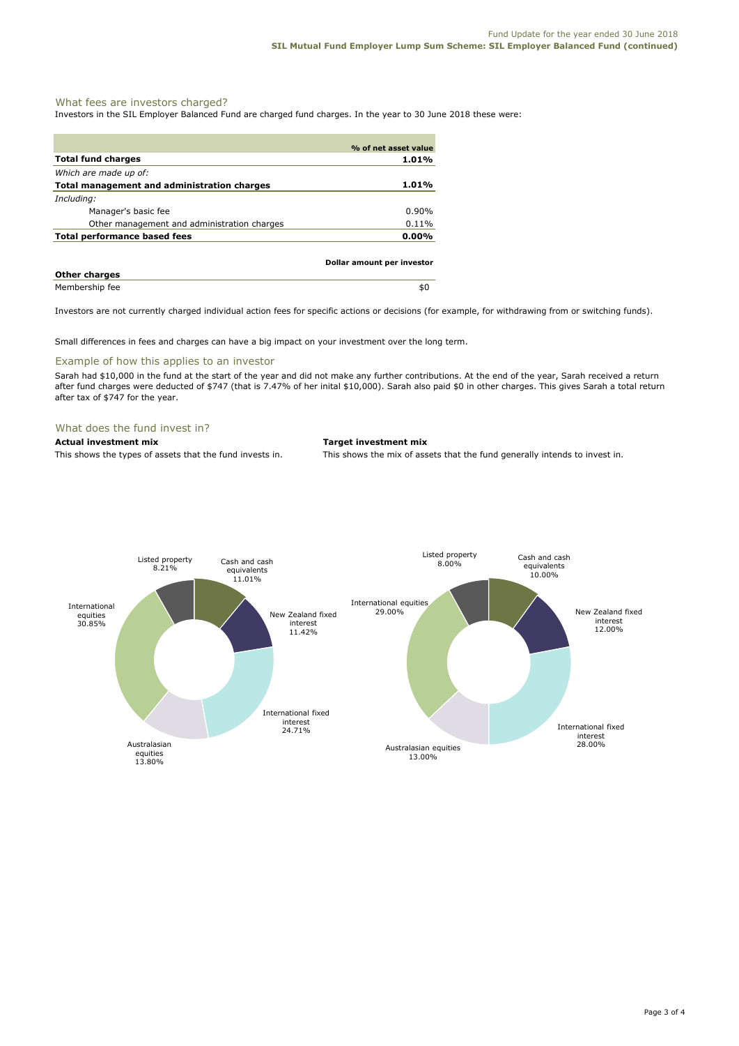## What fees are investors charged?

Investors in the SIL Employer Balanced Fund are charged fund charges. In the year to 30 June 2018 these were:

| | % of net asset value |
|---|---|
| **Total fund charges** | **1.01%** |
| *Which are made up of:* | |
| **Total management and administration charges** | **1.01%** |
| *Including:* | |
| Manager's basic fee | 0.90% |
| Other management and administration charges | 0.11% |
| **Total performance based fees** | **0.00%** |

| **Other charges** | Dollar amount per investor |
|---|---|
| Membership fee | $0 |

Investors are not currently charged individual action fees for specific actions or decisions (for example, for withdrawing from or switching funds).

Small differences in fees and charges can have a big impact on your investment over the long term.

## Example of how this applies to an investor

Sarah had $10,000 in the fund at the start of the year and did not make any further contributions. At the end of the year, Sarah received a return after fund charges were deducted of $747 (that is 7.47% of her inital $10,000). Sarah also paid $0 in other charges. This gives Sarah a total return after tax of $747 for the year.

## What does the fund invest in?

**Actual investment mix**

This shows the types of assets that the fund invests in.

| Asset | Actual |
|---|---|
| Cash and cash equivalents | 11.01% |
| New Zealand fixed interest | 11.42% |
| International fixed interest | 24.71% |
| Australasian equities | 13.80% |
| International equities | 30.85% |
| Listed property | 8.21% |

**Target investment mix**

This shows the mix of assets that the fund generally intends to invest in.

| Asset | Target |
|---|---|
| Cash and cash equivalents | 10.00% |
| New Zealand fixed interest | 12.00% |
| International fixed interest | 28.00% |
| Australasian equities | 13.00% |
| International equities | 29.00% |
| Listed property | 8.00% |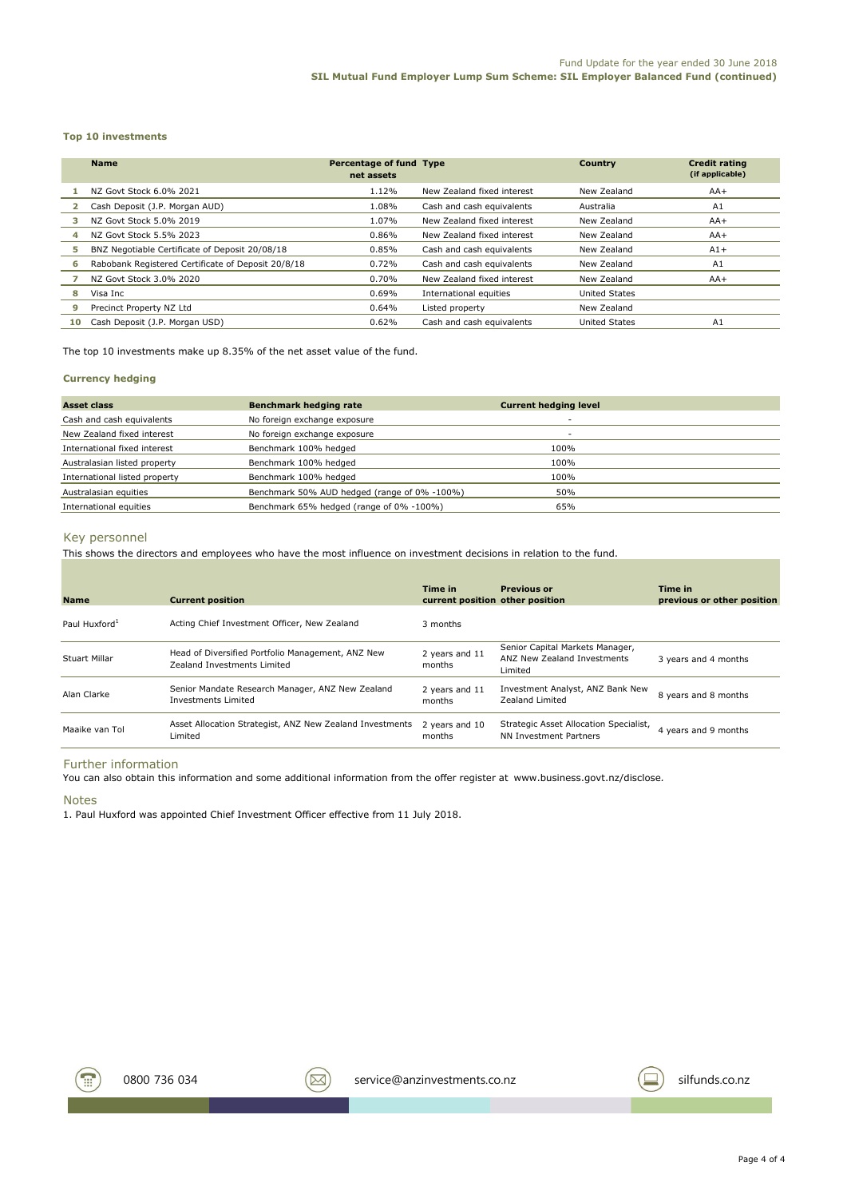### Top 10 investments

| | Name | Percentage of fund net assets | Type | Country | Credit rating (if applicable) |
|---|---|---|---|---|---|
| 1 | NZ Govt Stock 6.0% 2021 | 1.12% | New Zealand fixed interest | New Zealand | AA+ |
| 2 | Cash Deposit (J.P. Morgan AUD) | 1.08% | Cash and cash equivalents | Australia | A1 |
| 3 | NZ Govt Stock 5.0% 2019 | 1.07% | New Zealand fixed interest | New Zealand | AA+ |
| 4 | NZ Govt Stock 5.5% 2023 | 0.86% | New Zealand fixed interest | New Zealand | AA+ |
| 5 | BNZ Negotiable Certificate of Deposit 20/08/18 | 0.85% | Cash and cash equivalents | New Zealand | A1+ |
| 6 | Rabobank Registered Certificate of Deposit 20/8/18 | 0.72% | Cash and cash equivalents | New Zealand | A1 |
| 7 | NZ Govt Stock 3.0% 2020 | 0.70% | New Zealand fixed interest | New Zealand | AA+ |
| 8 | Visa Inc | 0.69% | International equities | United States | |
| 9 | Precinct Property NZ Ltd | 0.64% | Listed property | New Zealand | |
| 10 | Cash Deposit (J.P. Morgan USD) | 0.62% | Cash and cash equivalents | United States | A1 |

The top 10 investments make up 8.35% of the net asset value of the fund.

### Currency hedging

| Asset class | Benchmark hedging rate | Current hedging level |
|---|---|---|
| Cash and cash equivalents | No foreign exchange exposure | - |
| New Zealand fixed interest | No foreign exchange exposure | - |
| International fixed interest | Benchmark 100% hedged | 100% |
| Australasian listed property | Benchmark 100% hedged | 100% |
| International listed property | Benchmark 100% hedged | 100% |
| Australasian equities | Benchmark 50% AUD hedged (range of 0% -100%) | 50% |
| International equities | Benchmark 65% hedged (range of 0% -100%) | 65% |

## Key personnel

This shows the directors and employees who have the most influence on investment decisions in relation to the fund.

| Name | Current position | Time in current position | Previous or other position | Time in previous or other position |
|---|---|---|---|---|
| Paul Huxford[1] | Acting Chief Investment Officer, New Zealand | 3 months | | |
| Stuart Millar | Head of Diversified Portfolio Management, ANZ New Zealand Investments Limited | 2 years and 11 months | Senior Capital Markets Manager, ANZ New Zealand Investments Limited | 3 years and 4 months |
| Alan Clarke | Senior Mandate Research Manager, ANZ New Zealand Investments Limited | 2 years and 11 months | Investment Analyst, ANZ Bank New Zealand Limited | 8 years and 8 months |
| Maaike van Tol | Asset Allocation Strategist, ANZ New Zealand Investments Limited | 2 years and 10 months | Strategic Asset Allocation Specialist, NN Investment Partners | 4 years and 9 months |

## Further information

You can also obtain this information and some additional information from the offer register at www.business.govt.nz/disclose.

## Notes

1. Paul Huxford was appointed Chief Investment Officer effective from 11 July 2018.

0800 736 034 service@anzinvestments.co.nz silfunds.co.nz